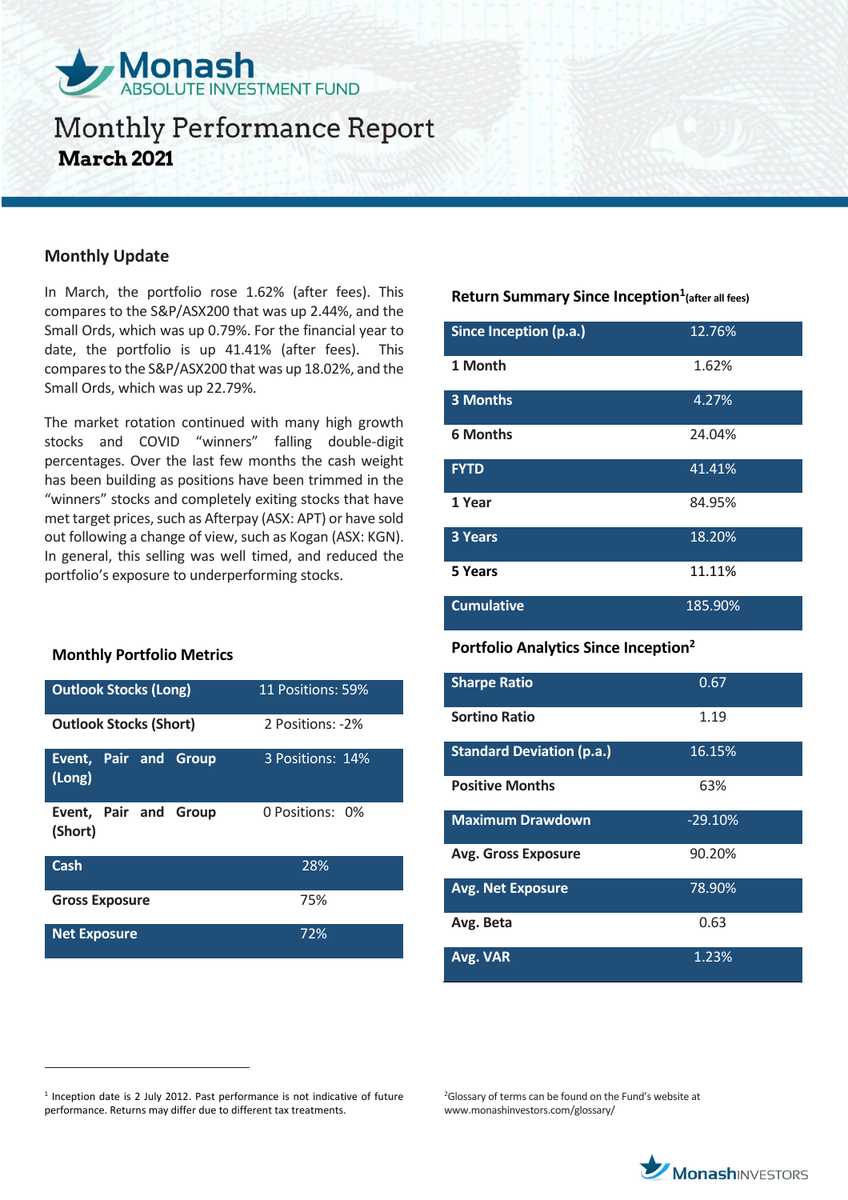# Monash ABSOLUTE INVESTMENT FUND

# Monthly Performance Report
**March 2021**

## Monthly Update

In March, the portfolio rose 1.62% (after fees). This compares to the S&P/ASX200 that was up 2.44%, and the Small Ords, which was up 0.79%. For the financial year to date, the portfolio is up 41.41% (after fees). This compares to the S&P/ASX200 that was up 18.02%, and the Small Ords, which was up 22.79%.

The market rotation continued with many high growth stocks and COVID "winners" falling double-digit percentages. Over the last few months the cash weight has been building as positions have been trimmed in the "winners" stocks and completely exiting stocks that have met target prices, such as Afterpay (ASX: APT) or have sold out following a change of view, such as Kogan (ASX: KGN). In general, this selling was well timed, and reduced the portfolio's exposure to underperforming stocks.

### Return Summary Since Inception[1] (after all fees)

| | |
|---|---|
| Since Inception (p.a.) | 12.76% |
| 1 Month | 1.62% |
| 3 Months | 4.27% |
| 6 Months | 24.04% |
| FYTD | 41.41% |
| 1 Year | 84.95% |
| 3 Years | 18.20% |
| 5 Years | 11.11% |
| Cumulative | 185.90% |

### Monthly Portfolio Metrics

| | |
|---|---|
| Outlook Stocks (Long) | 11 Positions: 59% |
| Outlook Stocks (Short) | 2 Positions: -2% |
| Event, Pair and Group (Long) | 3 Positions: 14% |
| Event, Pair and Group (Short) | 0 Positions: 0% |
| Cash | 28% |
| Gross Exposure | 75% |
| Net Exposure | 72% |

### Portfolio Analytics Since Inception[2]

| | |
|---|---|
| Sharpe Ratio | 0.67 |
| Sortino Ratio | 1.19 |
| Standard Deviation (p.a.) | 16.15% |
| Positive Months | 63% |
| Maximum Drawdown | -29.10% |
| Avg. Gross Exposure | 90.20% |
| Avg. Net Exposure | 78.90% |
| Avg. Beta | 0.63 |
| Avg. VAR | 1.23% |

[1] Inception date is 2 July 2012. Past performance is not indicative of future performance. Returns may differ due to different tax treatments.

[2] Glossary of terms can be found on the Fund's website at www.monashinvestors.com/glossary/

MonashINVESTORS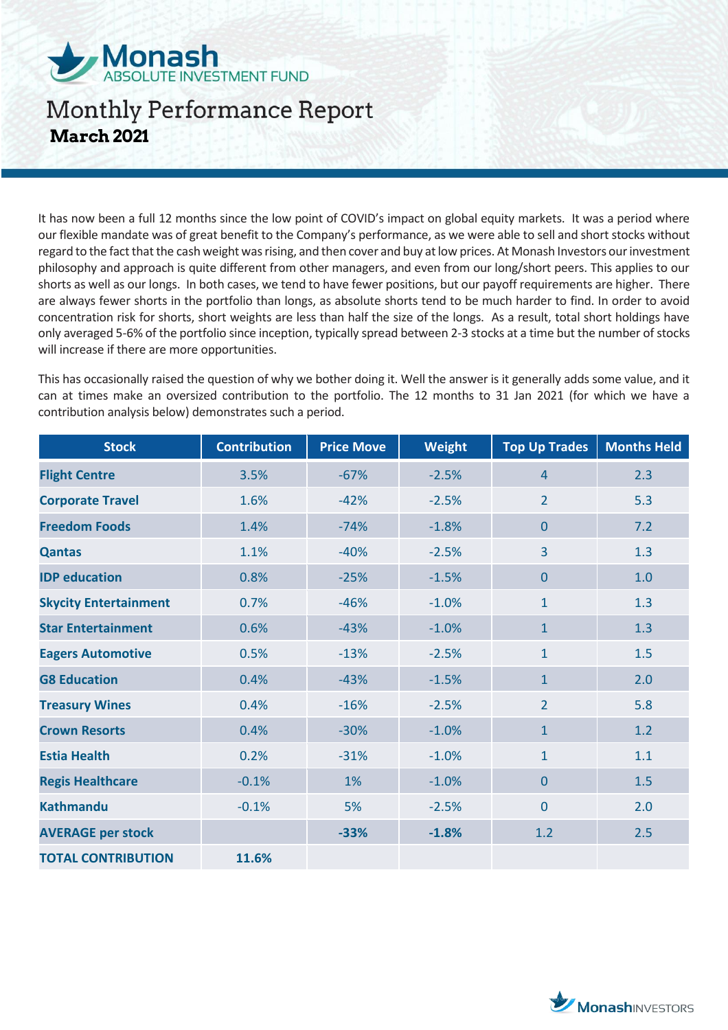# Monthly Performance Report

**March 2021**

It has now been a full 12 months since the low point of COVID's impact on global equity markets. It was a period where our flexible mandate was of great benefit to the Company's performance, as we were able to sell and short stocks without regard to the fact that the cash weight was rising, and then cover and buy at low prices. At Monash Investors our investment philosophy and approach is quite different from other managers, and even from our long/short peers. This applies to our shorts as well as our longs. In both cases, we tend to have fewer positions, but our payoff requirements are higher. There are always fewer shorts in the portfolio than longs, as absolute shorts tend to be much harder to find. In order to avoid concentration risk for shorts, short weights are less than half the size of the longs. As a result, total short holdings have only averaged 5-6% of the portfolio since inception, typically spread between 2-3 stocks at a time but the number of stocks will increase if there are more opportunities.

This has occasionally raised the question of why we bother doing it. Well the answer is it generally adds some value, and it can at times make an oversized contribution to the portfolio. The 12 months to 31 Jan 2021 (for which we have a contribution analysis below) demonstrates such a period.

| Stock | Contribution | Price Move | Weight | Top Up Trades | Months Held |
|---|---|---|---|---|---|
| Flight Centre | 3.5% | -67% | -2.5% | 4 | 2.3 |
| Corporate Travel | 1.6% | -42% | -2.5% | 2 | 5.3 |
| Freedom Foods | 1.4% | -74% | -1.8% | 0 | 7.2 |
| Qantas | 1.1% | -40% | -2.5% | 3 | 1.3 |
| IDP education | 0.8% | -25% | -1.5% | 0 | 1.0 |
| Skycity Entertainment | 0.7% | -46% | -1.0% | 1 | 1.3 |
| Star Entertainment | 0.6% | -43% | -1.0% | 1 | 1.3 |
| Eagers Automotive | 0.5% | -13% | -2.5% | 1 | 1.5 |
| G8 Education | 0.4% | -43% | -1.5% | 1 | 2.0 |
| Treasury Wines | 0.4% | -16% | -2.5% | 2 | 5.8 |
| Crown Resorts | 0.4% | -30% | -1.0% | 1 | 1.2 |
| Estia Health | 0.2% | -31% | -1.0% | 1 | 1.1 |
| Regis Healthcare | -0.1% | 1% | -1.0% | 0 | 1.5 |
| Kathmandu | -0.1% | 5% | -2.5% | 0 | 2.0 |
| **AVERAGE per stock** | | **-33%** | **-1.8%** | 1.2 | 2.5 |
| **TOTAL CONTRIBUTION** | **11.6%** | | | | |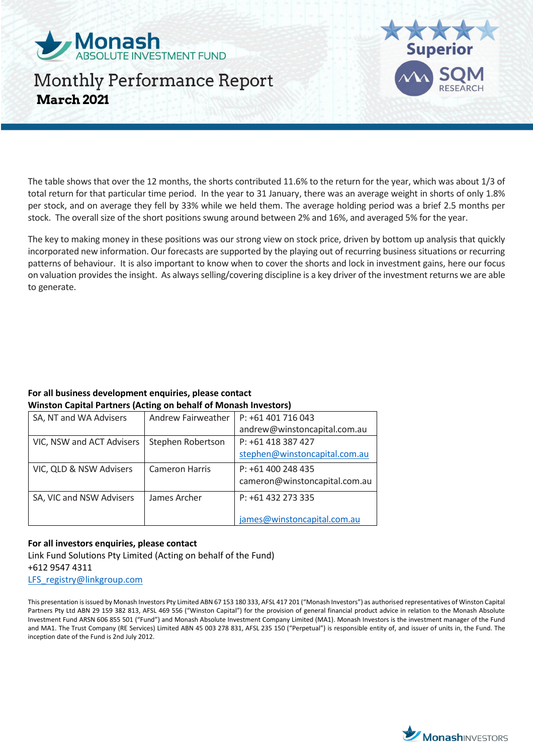The table shows that over the 12 months, the shorts contributed 11.6% to the return for the year, which was about 1/3 of total return for that particular time period. In the year to 31 January, there was an average weight in shorts of only 1.8% per stock, and on average they fell by 33% while we held them. The average holding period was a brief 2.5 months per stock. The overall size of the short positions swung around between 2% and 16%, and averaged 5% for the year.

The key to making money in these positions was our strong view on stock price, driven by bottom up analysis that quickly incorporated new information. Our forecasts are supported by the playing out of recurring business situations or recurring patterns of behaviour. It is also important to know when to cover the shorts and lock in investment gains, here our focus on valuation provides the insight. As always selling/covering discipline is a key driver of the investment returns we are able to generate.

**For all business development enquiries, please contact**
**Winston Capital Partners (Acting on behalf of Monash Investors)**

| | | |
|---|---|---|
| SA, NT and WA Advisers | Andrew Fairweather | P: +61 401 716 043<br>andrew@winstoncapital.com.au |
| VIC, NSW and ACT Advisers | Stephen Robertson | P: +61 418 387 427<br>stephen@winstoncapital.com.au |
| VIC, QLD & NSW Advisers | Cameron Harris | P: +61 400 248 435<br>cameron@winstoncapital.com.au |
| SA, VIC and NSW Advisers | James Archer | P: +61 432 273 335<br>james@winstoncapital.com.au |

**For all investors enquiries, please contact**
Link Fund Solutions Pty Limited (Acting on behalf of the Fund)
+612 9547 4311
LFS_registry@linkgroup.com

This presentation is issued by Monash Investors Pty Limited ABN 67 153 180 333, AFSL 417 201 ("Monash Investors") as authorised representatives of Winston Capital Partners Pty Ltd ABN 29 159 382 813, AFSL 469 556 ("Winston Capital") for the provision of general financial product advice in relation to the Monash Absolute Investment Fund ARSN 606 855 501 ("Fund") and Monash Absolute Investment Company Limited (MA1). Monash Investors is the investment manager of the Fund and MA1. The Trust Company (RE Services) Limited ABN 45 003 278 831, AFSL 235 150 ("Perpetual") is responsible entity of, and issuer of units in, the Fund. The inception date of the Fund is 2nd July 2012.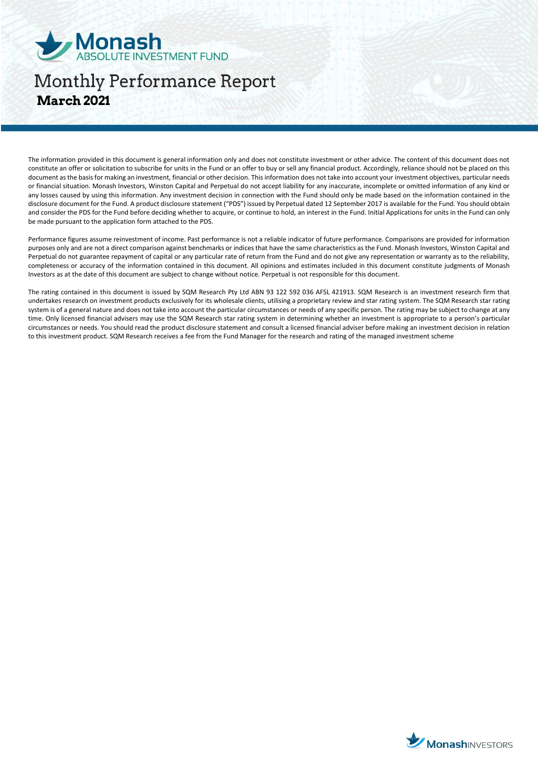# Monash ABSOLUTE INVESTMENT FUND

# Monthly Performance Report

**March 2021**

The information provided in this document is general information only and does not constitute investment or other advice. The content of this document does not constitute an offer or solicitation to subscribe for units in the Fund or an offer to buy or sell any financial product. Accordingly, reliance should not be placed on this document as the basis for making an investment, financial or other decision. This information does not take into account your investment objectives, particular needs or financial situation. Monash Investors, Winston Capital and Perpetual do not accept liability for any inaccurate, incomplete or omitted information of any kind or any losses caused by using this information. Any investment decision in connection with the Fund should only be made based on the information contained in the disclosure document for the Fund. A product disclosure statement ("PDS") issued by Perpetual dated 12 September 2017 is available for the Fund. You should obtain and consider the PDS for the Fund before deciding whether to acquire, or continue to hold, an interest in the Fund. Initial Applications for units in the Fund can only be made pursuant to the application form attached to the PDS.

Performance figures assume reinvestment of income. Past performance is not a reliable indicator of future performance. Comparisons are provided for information purposes only and are not a direct comparison against benchmarks or indices that have the same characteristics as the Fund. Monash Investors, Winston Capital and Perpetual do not guarantee repayment of capital or any particular rate of return from the Fund and do not give any representation or warranty as to the reliability, completeness or accuracy of the information contained in this document. All opinions and estimates included in this document constitute judgments of Monash Investors as at the date of this document are subject to change without notice. Perpetual is not responsible for this document.

The rating contained in this document is issued by SQM Research Pty Ltd ABN 93 122 592 036 AFSL 421913. SQM Research is an investment research firm that undertakes research on investment products exclusively for its wholesale clients, utilising a proprietary review and star rating system. The SQM Research star rating system is of a general nature and does not take into account the particular circumstances or needs of any specific person. The rating may be subject to change at any time. Only licensed financial advisers may use the SQM Research star rating system in determining whether an investment is appropriate to a person's particular circumstances or needs. You should read the product disclosure statement and consult a licensed financial adviser before making an investment decision in relation to this investment product. SQM Research receives a fee from the Fund Manager for the research and rating of the managed investment scheme

MonashINVESTORS